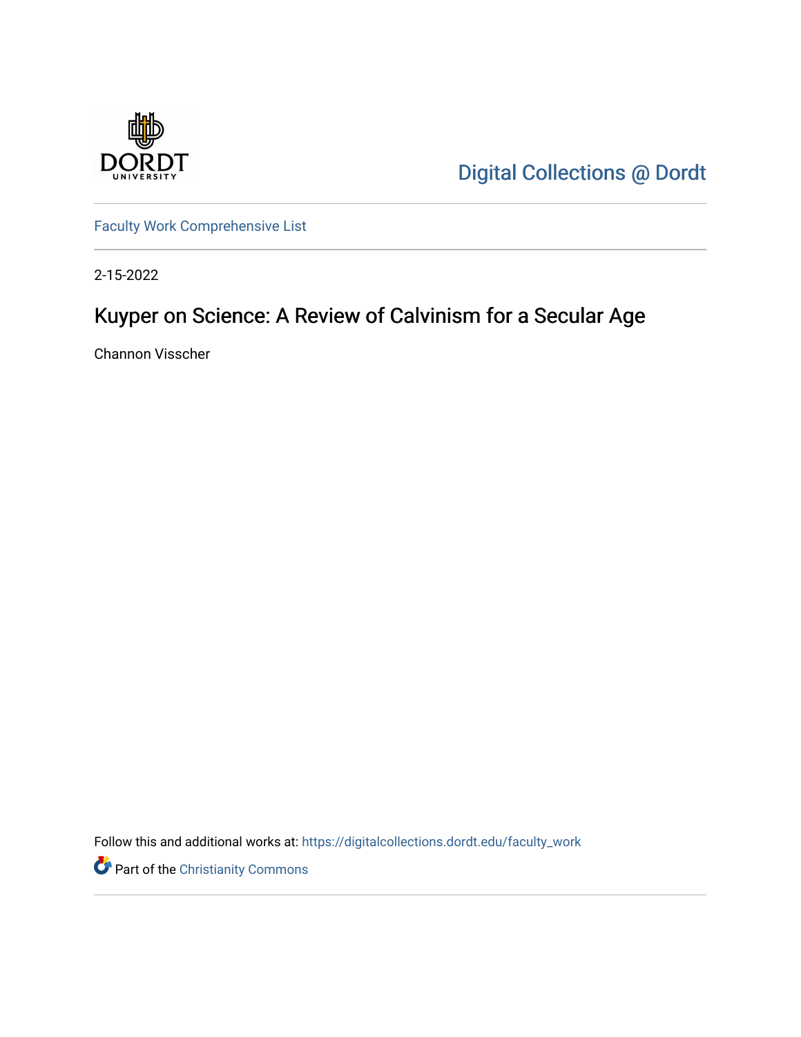Digital Collections @ Dordt

Faculty Work Comprehensive List

2-15-2022

# Kuyper on Science: A Review of Calvinism for a Secular Age

Channon Visscher

Follow this and additional works at: https://digitalcollections.dordt.edu/faculty_work

Part of the Christianity Commons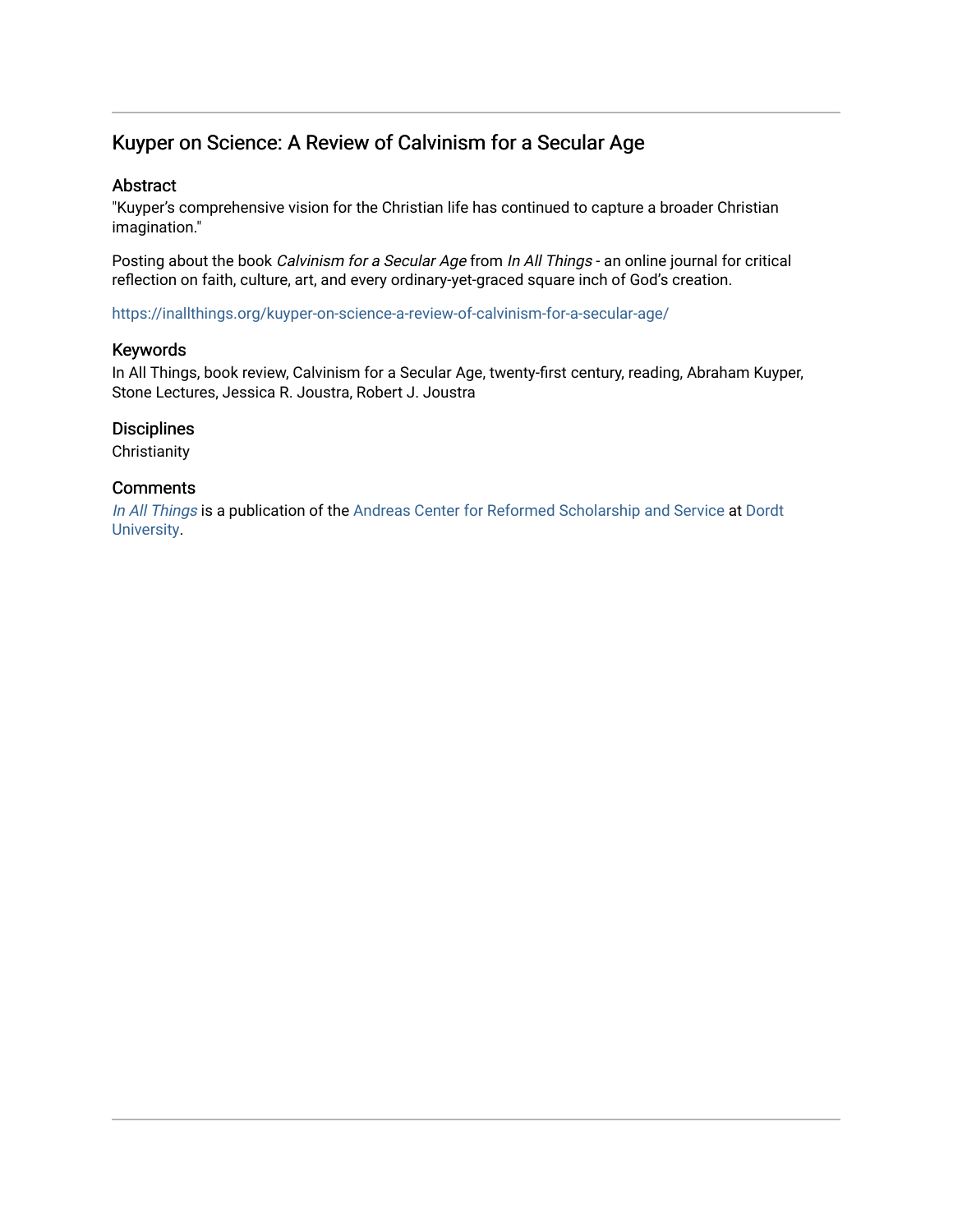## Kuyper on Science: A Review of Calvinism for a Secular Age

### Abstract

"Kuyper's comprehensive vision for the Christian life has continued to capture a broader Christian imagination."

Posting about the book *Calvinism for a Secular Age* from *In All Things* - an online journal for critical reflection on faith, culture, art, and every ordinary-yet-graced square inch of God's creation.

https://inallthings.org/kuyper-on-science-a-review-of-calvinism-for-a-secular-age/

### Keywords

In All Things, book review, Calvinism for a Secular Age, twenty-first century, reading, Abraham Kuyper, Stone Lectures, Jessica R. Joustra, Robert J. Joustra

### Disciplines

Christianity

### Comments

*In All Things* is a publication of the Andreas Center for Reformed Scholarship and Service at Dordt University.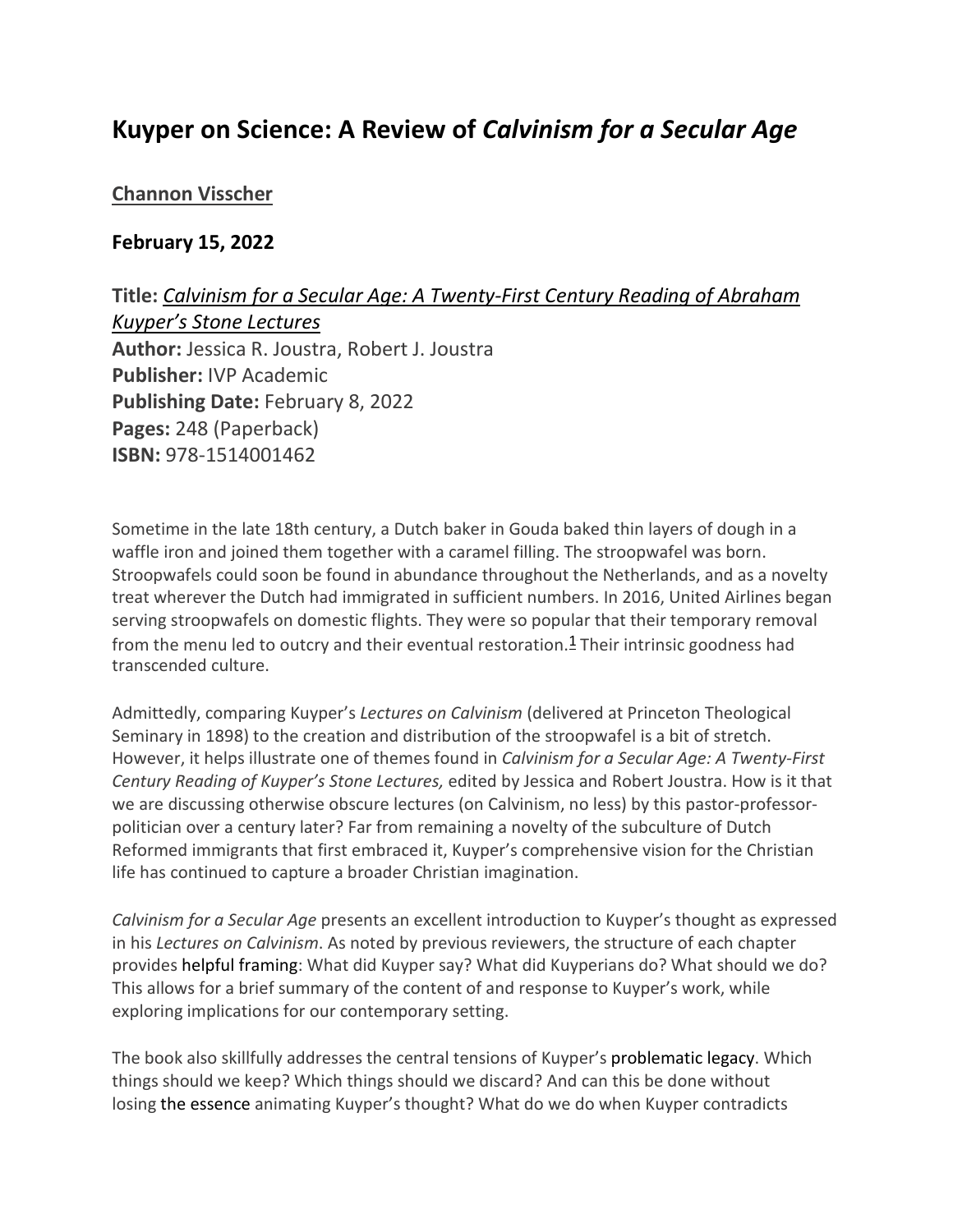# Kuyper on Science: A Review of *Calvinism for a Secular Age*

**Channon Visscher**

**February 15, 2022**

**Title:** *Calvinism for a Secular Age: A Twenty-First Century Reading of Abraham Kuyper's Stone Lectures*
**Author:** Jessica R. Joustra, Robert J. Joustra
**Publisher:** IVP Academic
**Publishing Date:** February 8, 2022
**Pages:** 248 (Paperback)
**ISBN:** 978-1514001462

Sometime in the late 18th century, a Dutch baker in Gouda baked thin layers of dough in a waffle iron and joined them together with a caramel filling. The stroopwafel was born. Stroopwafels could soon be found in abundance throughout the Netherlands, and as a novelty treat wherever the Dutch had immigrated in sufficient numbers. In 2016, United Airlines began serving stroopwafels on domestic flights. They were so popular that their temporary removal from the menu led to outcry and their eventual restoration.[1] Their intrinsic goodness had transcended culture.

Admittedly, comparing Kuyper's *Lectures on Calvinism* (delivered at Princeton Theological Seminary in 1898) to the creation and distribution of the stroopwafel is a bit of stretch. However, it helps illustrate one of themes found in *Calvinism for a Secular Age: A Twenty-First Century Reading of Kuyper's Stone Lectures,* edited by Jessica and Robert Joustra. How is it that we are discussing otherwise obscure lectures (on Calvinism, no less) by this pastor-professor-politician over a century later? Far from remaining a novelty of the subculture of Dutch Reformed immigrants that first embraced it, Kuyper's comprehensive vision for the Christian life has continued to capture a broader Christian imagination.

*Calvinism for a Secular Age* presents an excellent introduction to Kuyper's thought as expressed in his *Lectures on Calvinism*. As noted by previous reviewers, the structure of each chapter provides helpful framing: What did Kuyper say? What did Kuyperians do? What should we do? This allows for a brief summary of the content of and response to Kuyper's work, while exploring implications for our contemporary setting.

The book also skillfully addresses the central tensions of Kuyper's problematic legacy. Which things should we keep? Which things should we discard? And can this be done without losing the essence animating Kuyper's thought? What do we do when Kuyper contradicts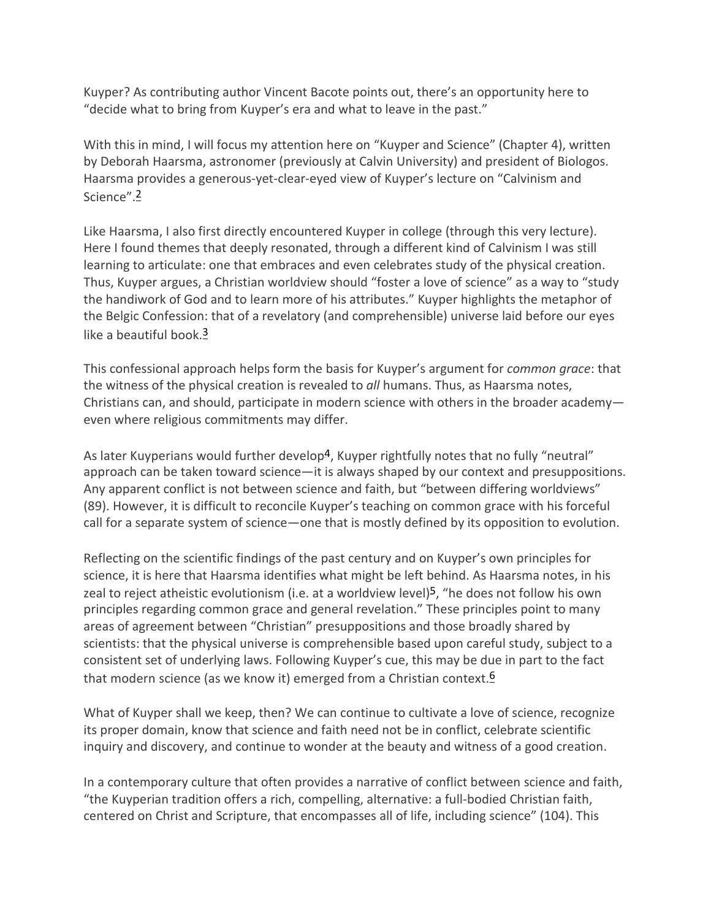Kuyper? As contributing author Vincent Bacote points out, there's an opportunity here to "decide what to bring from Kuyper's era and what to leave in the past."

With this in mind, I will focus my attention here on "Kuyper and Science" (Chapter 4), written by Deborah Haarsma, astronomer (previously at Calvin University) and president of Biologos. Haarsma provides a generous-yet-clear-eyed view of Kuyper's lecture on "Calvinism and Science".[2]

Like Haarsma, I also first directly encountered Kuyper in college (through this very lecture). Here I found themes that deeply resonated, through a different kind of Calvinism I was still learning to articulate: one that embraces and even celebrates study of the physical creation. Thus, Kuyper argues, a Christian worldview should "foster a love of science" as a way to "study the handiwork of God and to learn more of his attributes." Kuyper highlights the metaphor of the Belgic Confession: that of a revelatory (and comprehensible) universe laid before our eyes like a beautiful book.[3]

This confessional approach helps form the basis for Kuyper's argument for *common grace*: that the witness of the physical creation is revealed to *all* humans. Thus, as Haarsma notes, Christians can, and should, participate in modern science with others in the broader academy—even where religious commitments may differ.

As later Kuyperians would further develop[4], Kuyper rightfully notes that no fully "neutral" approach can be taken toward science—it is always shaped by our context and presuppositions. Any apparent conflict is not between science and faith, but "between differing worldviews" (89). However, it is difficult to reconcile Kuyper's teaching on common grace with his forceful call for a separate system of science—one that is mostly defined by its opposition to evolution.

Reflecting on the scientific findings of the past century and on Kuyper's own principles for science, it is here that Haarsma identifies what might be left behind. As Haarsma notes, in his zeal to reject atheistic evolutionism (i.e. at a worldview level)[5], "he does not follow his own principles regarding common grace and general revelation." These principles point to many areas of agreement between "Christian" presuppositions and those broadly shared by scientists: that the physical universe is comprehensible based upon careful study, subject to a consistent set of underlying laws. Following Kuyper's cue, this may be due in part to the fact that modern science (as we know it) emerged from a Christian context.[6]

What of Kuyper shall we keep, then? We can continue to cultivate a love of science, recognize its proper domain, know that science and faith need not be in conflict, celebrate scientific inquiry and discovery, and continue to wonder at the beauty and witness of a good creation.

In a contemporary culture that often provides a narrative of conflict between science and faith, "the Kuyperian tradition offers a rich, compelling, alternative: a full-bodied Christian faith, centered on Christ and Scripture, that encompasses all of life, including science" (104). This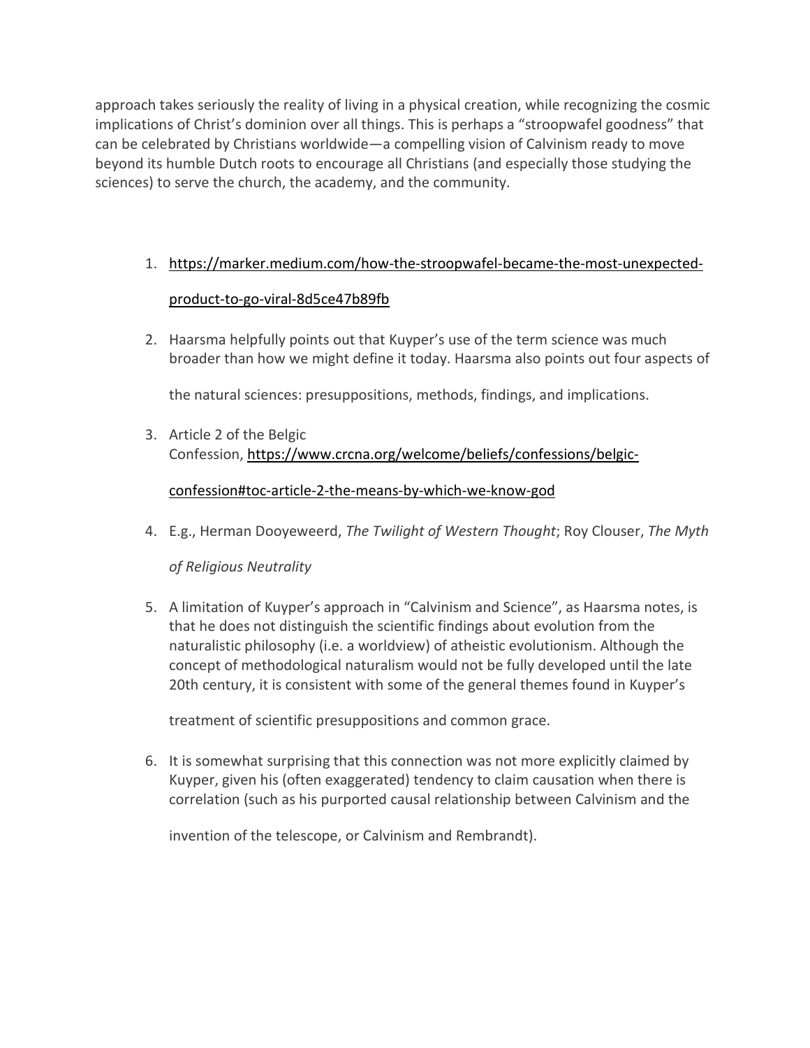approach takes seriously the reality of living in a physical creation, while recognizing the cosmic implications of Christ's dominion over all things. This is perhaps a "stroopwafel goodness" that can be celebrated by Christians worldwide—a compelling vision of Calvinism ready to move beyond its humble Dutch roots to encourage all Christians (and especially those studying the sciences) to serve the church, the academy, and the community.

1. https://marker.medium.com/how-the-stroopwafel-became-the-most-unexpected-product-to-go-viral-8d5ce47b89fb
2. Haarsma helpfully points out that Kuyper's use of the term science was much broader than how we might define it today. Haarsma also points out four aspects of the natural sciences: presuppositions, methods, findings, and implications.
3. Article 2 of the Belgic Confession, https://www.crcna.org/welcome/beliefs/confessions/belgic-confession#toc-article-2-the-means-by-which-we-know-god
4. E.g., Herman Dooyeweerd, *The Twilight of Western Thought*; Roy Clouser, *The Myth of Religious Neutrality*
5. A limitation of Kuyper's approach in "Calvinism and Science", as Haarsma notes, is that he does not distinguish the scientific findings about evolution from the naturalistic philosophy (i.e. a worldview) of atheistic evolutionism. Although the concept of methodological naturalism would not be fully developed until the late 20th century, it is consistent with some of the general themes found in Kuyper's treatment of scientific presuppositions and common grace.
6. It is somewhat surprising that this connection was not more explicitly claimed by Kuyper, given his (often exaggerated) tendency to claim causation when there is correlation (such as his purported causal relationship between Calvinism and the invention of the telescope, or Calvinism and Rembrandt).